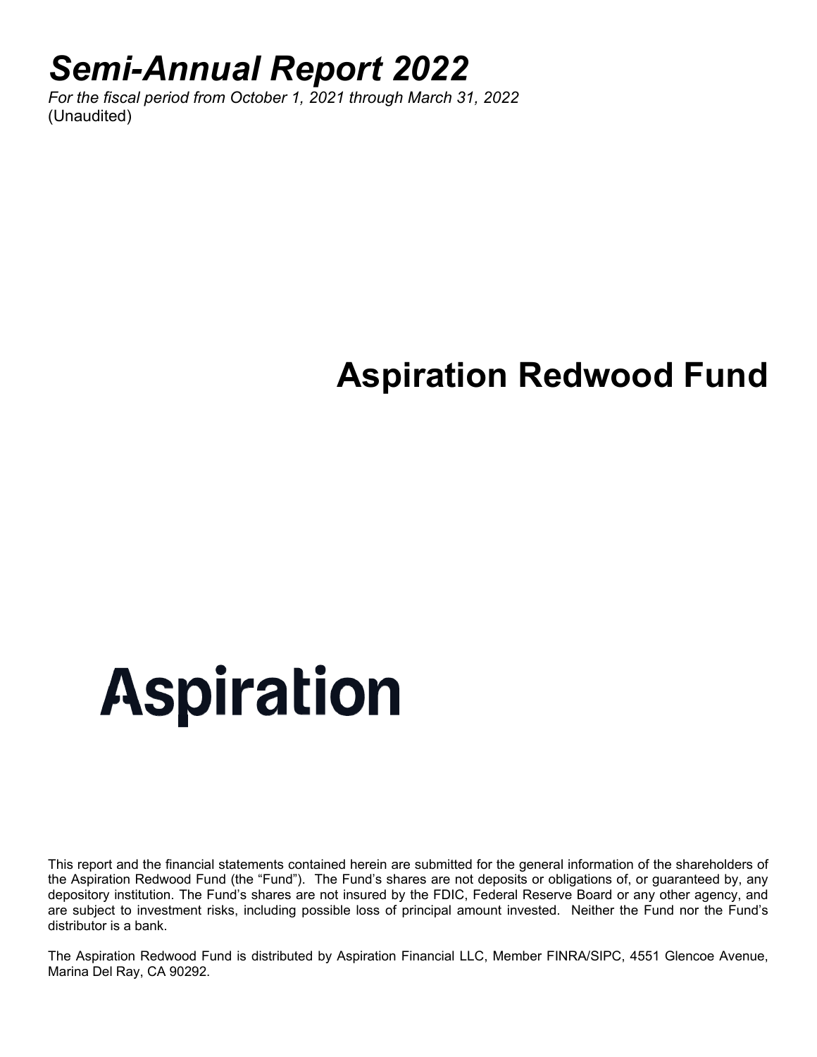# *Semi-Annual Report 2022*

*For the fiscal period from October 1, 2021 through March 31, 2022*
(Unaudited)

# Aspiration Redwood Fund

Aspiration

This report and the financial statements contained herein are submitted for the general information of the shareholders of the Aspiration Redwood Fund (the "Fund"). The Fund's shares are not deposits or obligations of, or guaranteed by, any depository institution. The Fund's shares are not insured by the FDIC, Federal Reserve Board or any other agency, and are subject to investment risks, including possible loss of principal amount invested. Neither the Fund nor the Fund's distributor is a bank.

The Aspiration Redwood Fund is distributed by Aspiration Financial LLC, Member FINRA/SIPC, 4551 Glencoe Avenue, Marina Del Ray, CA 90292.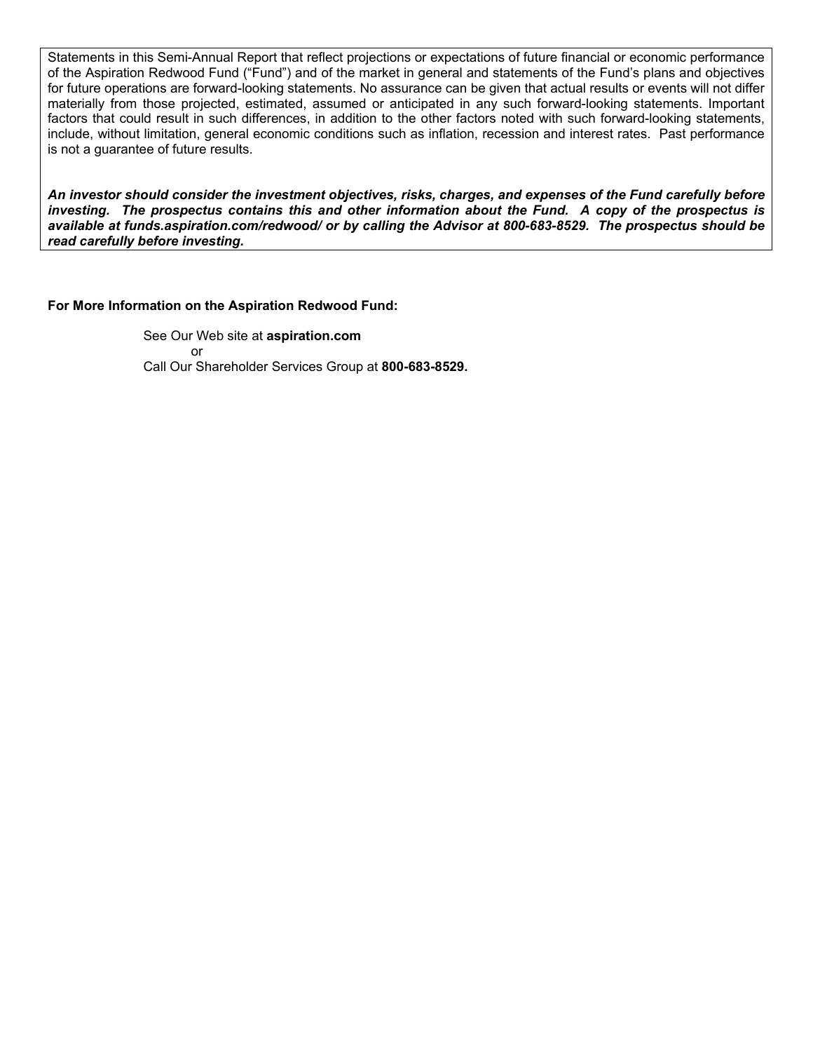Statements in this Semi-Annual Report that reflect projections or expectations of future financial or economic performance of the Aspiration Redwood Fund ("Fund") and of the market in general and statements of the Fund's plans and objectives for future operations are forward-looking statements. No assurance can be given that actual results or events will not differ materially from those projected, estimated, assumed or anticipated in any such forward-looking statements. Important factors that could result in such differences, in addition to the other factors noted with such forward-looking statements, include, without limitation, general economic conditions such as inflation, recession and interest rates. Past performance is not a guarantee of future results.

***An investor should consider the investment objectives, risks, charges, and expenses of the Fund carefully before investing. The prospectus contains this and other information about the Fund. A copy of the prospectus is available at funds.aspiration.com/redwood/ or by calling the Advisor at 800-683-8529. The prospectus should be read carefully before investing.***

**For More Information on the Aspiration Redwood Fund:**

See Our Web site at **aspiration.com**
or
Call Our Shareholder Services Group at **800-683-8529.**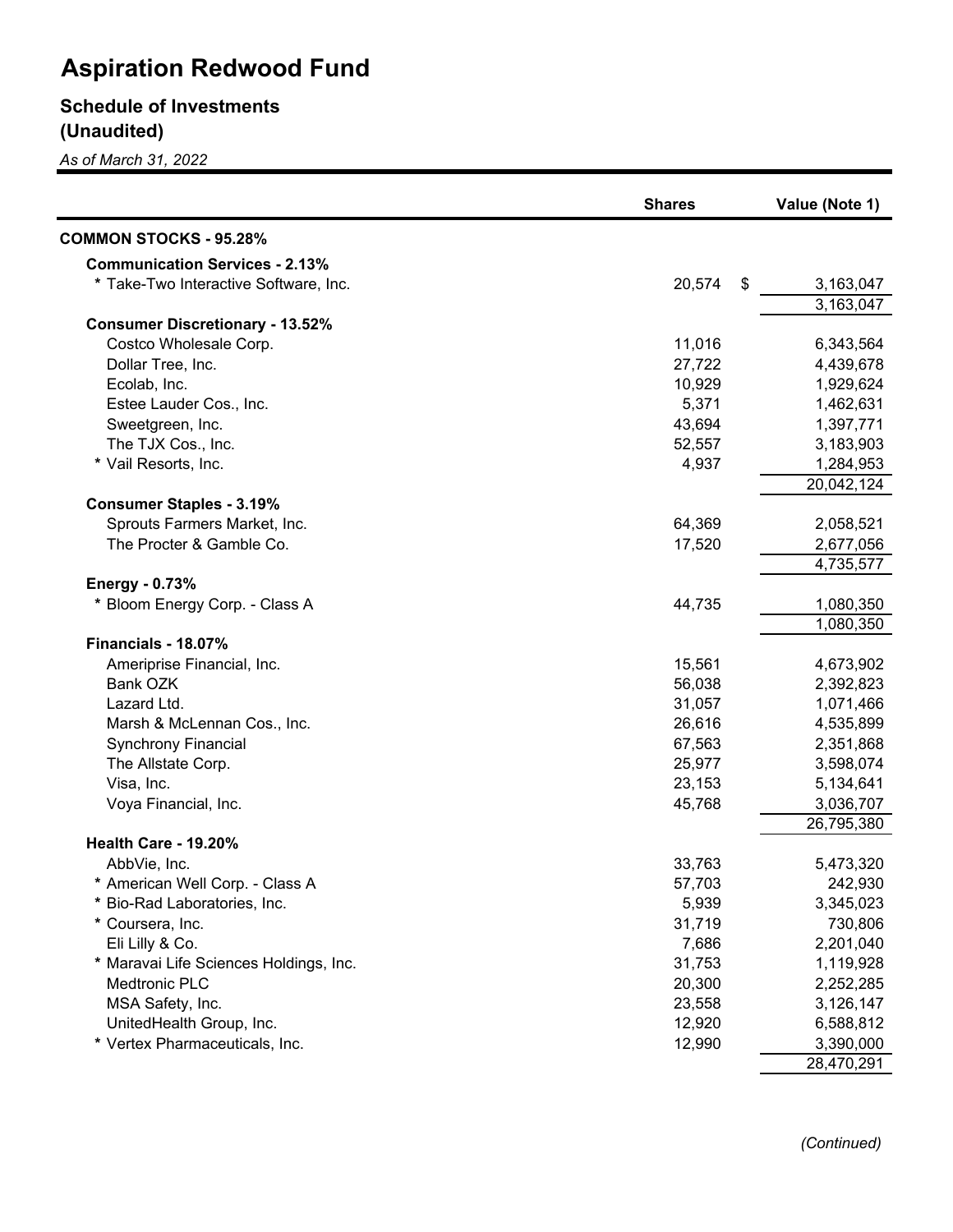# Aspiration Redwood Fund

## Schedule of Investments
## (Unaudited)

*As of March 31, 2022*

| | Shares | | Value (Note 1) |
|---|---|---|---|
| **COMMON STOCKS - 95.28%** | | | |
| **Communication Services - 2.13%** | | | |
| * Take-Two Interactive Software, Inc. | 20,574 | $ | 3,163,047 |
| | | | 3,163,047 |
| **Consumer Discretionary - 13.52%** | | | |
| Costco Wholesale Corp. | 11,016 | | 6,343,564 |
| Dollar Tree, Inc. | 27,722 | | 4,439,678 |
| Ecolab, Inc. | 10,929 | | 1,929,624 |
| Estee Lauder Cos., Inc. | 5,371 | | 1,462,631 |
| Sweetgreen, Inc. | 43,694 | | 1,397,771 |
| The TJX Cos., Inc. | 52,557 | | 3,183,903 |
| * Vail Resorts, Inc. | 4,937 | | 1,284,953 |
| | | | 20,042,124 |
| **Consumer Staples - 3.19%** | | | |
| Sprouts Farmers Market, Inc. | 64,369 | | 2,058,521 |
| The Procter & Gamble Co. | 17,520 | | 2,677,056 |
| | | | 4,735,577 |
| **Energy - 0.73%** | | | |
| * Bloom Energy Corp. - Class A | 44,735 | | 1,080,350 |
| | | | 1,080,350 |
| **Financials - 18.07%** | | | |
| Ameriprise Financial, Inc. | 15,561 | | 4,673,902 |
| Bank OZK | 56,038 | | 2,392,823 |
| Lazard Ltd. | 31,057 | | 1,071,466 |
| Marsh & McLennan Cos., Inc. | 26,616 | | 4,535,899 |
| Synchrony Financial | 67,563 | | 2,351,868 |
| The Allstate Corp. | 25,977 | | 3,598,074 |
| Visa, Inc. | 23,153 | | 5,134,641 |
| Voya Financial, Inc. | 45,768 | | 3,036,707 |
| | | | 26,795,380 |
| **Health Care - 19.20%** | | | |
| AbbVie, Inc. | 33,763 | | 5,473,320 |
| * American Well Corp. - Class A | 57,703 | | 242,930 |
| * Bio-Rad Laboratories, Inc. | 5,939 | | 3,345,023 |
| * Coursera, Inc. | 31,719 | | 730,806 |
| Eli Lilly & Co. | 7,686 | | 2,201,040 |
| * Maravai Life Sciences Holdings, Inc. | 31,753 | | 1,119,928 |
| Medtronic PLC | 20,300 | | 2,252,285 |
| MSA Safety, Inc. | 23,558 | | 3,126,147 |
| UnitedHealth Group, Inc. | 12,920 | | 6,588,812 |
| * Vertex Pharmaceuticals, Inc. | 12,990 | | 3,390,000 |
| | | | 28,470,291 |

*(Continued)*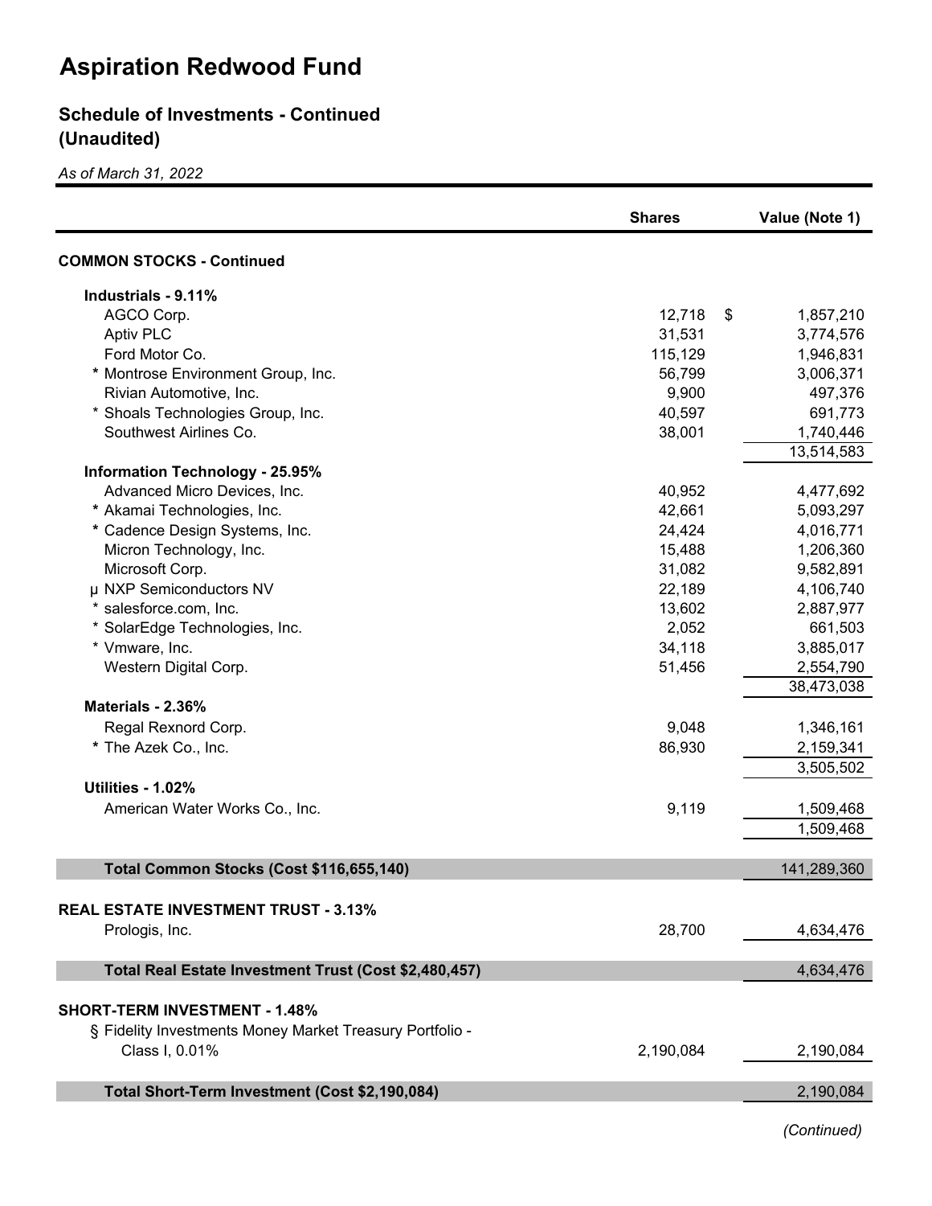# Aspiration Redwood Fund

## Schedule of Investments - Continued (Unaudited)

*As of March 31, 2022*

| | Shares | Value (Note 1) |
|---|---|---|
| **COMMON STOCKS - Continued** | | |
| **Industrials - 9.11%** | | |
| AGCO Corp. | 12,718 | $ 1,857,210 |
| Aptiv PLC | 31,531 | 3,774,576 |
| Ford Motor Co. | 115,129 | 1,946,831 |
| * Montrose Environment Group, Inc. | 56,799 | 3,006,371 |
| Rivian Automotive, Inc. | 9,900 | 497,376 |
| * Shoals Technologies Group, Inc. | 40,597 | 691,773 |
| Southwest Airlines Co. | 38,001 | 1,740,446 |
| | | 13,514,583 |
| **Information Technology - 25.95%** | | |
| Advanced Micro Devices, Inc. | 40,952 | 4,477,692 |
| * Akamai Technologies, Inc. | 42,661 | 5,093,297 |
| * Cadence Design Systems, Inc. | 24,424 | 4,016,771 |
| Micron Technology, Inc. | 15,488 | 1,206,360 |
| Microsoft Corp. | 31,082 | 9,582,891 |
| µ NXP Semiconductors NV | 22,189 | 4,106,740 |
| * salesforce.com, Inc. | 13,602 | 2,887,977 |
| * SolarEdge Technologies, Inc. | 2,052 | 661,503 |
| * Vmware, Inc. | 34,118 | 3,885,017 |
| Western Digital Corp. | 51,456 | 2,554,790 |
| | | 38,473,038 |
| **Materials - 2.36%** | | |
| Regal Rexnord Corp. | 9,048 | 1,346,161 |
| * The Azek Co., Inc. | 86,930 | 2,159,341 |
| | | 3,505,502 |
| **Utilities - 1.02%** | | |
| American Water Works Co., Inc. | 9,119 | 1,509,468 |
| | | 1,509,468 |
| **Total Common Stocks (Cost $116,655,140)** | | 141,289,360 |
| **REAL ESTATE INVESTMENT TRUST - 3.13%** | | |
| Prologis, Inc. | 28,700 | 4,634,476 |
| **Total Real Estate Investment Trust (Cost $2,480,457)** | | 4,634,476 |
| **SHORT-TERM INVESTMENT - 1.48%** | | |
| § Fidelity Investments Money Market Treasury Portfolio - Class I, 0.01% | 2,190,084 | 2,190,084 |
| **Total Short-Term Investment (Cost $2,190,084)** | | 2,190,084 |

*(Continued)*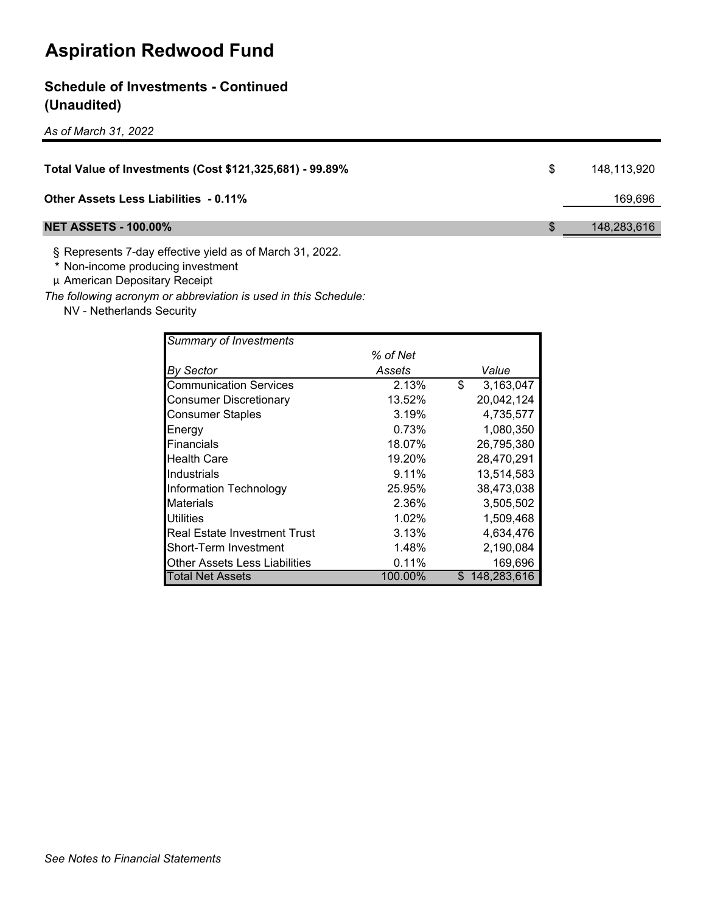# Aspiration Redwood Fund

## Schedule of Investments - Continued (Unaudited)

*As of March 31, 2022*

| | | |
|---|---|---|
| **Total Value of Investments (Cost $121,325,681) - 99.89%** | $ | 148,113,920 |
| **Other Assets Less Liabilities - 0.11%** | | 169,696 |
| **NET ASSETS - 100.00%** | $ | 148,283,616 |

§ Represents 7-day effective yield as of March 31, 2022.

\* Non-income producing investment

µ American Depositary Receipt

*The following acronym or abbreviation is used in this Schedule:*

NV - Netherlands Security

| *Summary of Investments* | | |
|---|---|---|
| *By Sector* | *% of Net Assets* | *Value* |
| Communication Services | 2.13% | $ 3,163,047 |
| Consumer Discretionary | 13.52% | 20,042,124 |
| Consumer Staples | 3.19% | 4,735,577 |
| Energy | 0.73% | 1,080,350 |
| Financials | 18.07% | 26,795,380 |
| Health Care | 19.20% | 28,470,291 |
| Industrials | 9.11% | 13,514,583 |
| Information Technology | 25.95% | 38,473,038 |
| Materials | 2.36% | 3,505,502 |
| Utilities | 1.02% | 1,509,468 |
| Real Estate Investment Trust | 3.13% | 4,634,476 |
| Short-Term Investment | 1.48% | 2,190,084 |
| Other Assets Less Liabilities | 0.11% | 169,696 |
| Total Net Assets | 100.00% | $ 148,283,616 |

*See Notes to Financial Statements*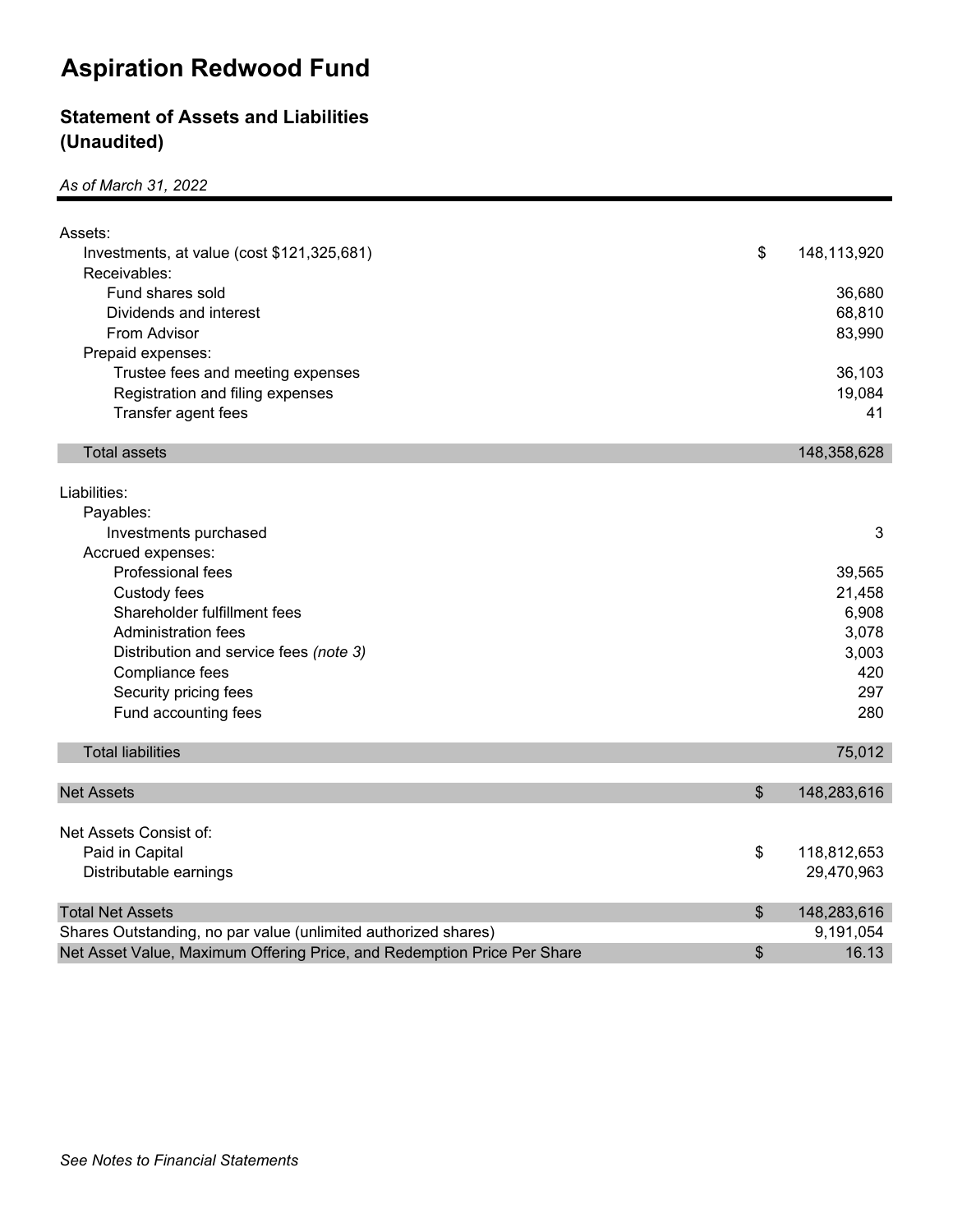# Aspiration Redwood Fund

## Statement of Assets and Liabilities (Unaudited)

*As of March 31, 2022*

| | | |
|---|---|---|
| Assets: | | |
| Investments, at value (cost $121,325,681) | $ | 148,113,920 |
| Receivables: | | |
| Fund shares sold | | 36,680 |
| Dividends and interest | | 68,810 |
| From Advisor | | 83,990 |
| Prepaid expenses: | | |
| Trustee fees and meeting expenses | | 36,103 |
| Registration and filing expenses | | 19,084 |
| Transfer agent fees | | 41 |
| Total assets | | 148,358,628 |
| Liabilities: | | |
| Payables: | | |
| Investments purchased | | 3 |
| Accrued expenses: | | |
| Professional fees | | 39,565 |
| Custody fees | | 21,458 |
| Shareholder fulfillment fees | | 6,908 |
| Administration fees | | 3,078 |
| Distribution and service fees *(note 3)* | | 3,003 |
| Compliance fees | | 420 |
| Security pricing fees | | 297 |
| Fund accounting fees | | 280 |
| Total liabilities | | 75,012 |
| Net Assets | $ | 148,283,616 |
| Net Assets Consist of: | | |
| Paid in Capital | $ | 118,812,653 |
| Distributable earnings | | 29,470,963 |
| Total Net Assets | $ | 148,283,616 |
| Shares Outstanding, no par value (unlimited authorized shares) | | 9,191,054 |
| Net Asset Value, Maximum Offering Price, and Redemption Price Per Share | $ | 16.13 |

*See Notes to Financial Statements*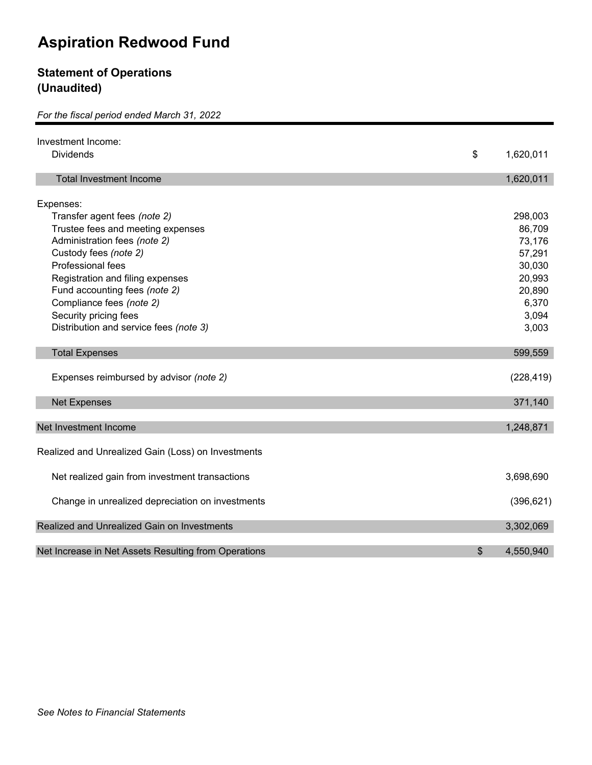# Aspiration Redwood Fund

## Statement of Operations
## (Unaudited)

*For the fiscal period ended March 31, 2022*

| | | |
|---|---|---|
| Investment Income: | | |
| Dividends | $ | 1,620,011 |
| Total Investment Income | | 1,620,011 |
| Expenses: | | |
| Transfer agent fees *(note 2)* | | 298,003 |
| Trustee fees and meeting expenses | | 86,709 |
| Administration fees *(note 2)* | | 73,176 |
| Custody fees *(note 2)* | | 57,291 |
| Professional fees | | 30,030 |
| Registration and filing expenses | | 20,993 |
| Fund accounting fees *(note 2)* | | 20,890 |
| Compliance fees *(note 2)* | | 6,370 |
| Security pricing fees | | 3,094 |
| Distribution and service fees *(note 3)* | | 3,003 |
| Total Expenses | | 599,559 |
| Expenses reimbursed by advisor *(note 2)* | | (228,419) |
| Net Expenses | | 371,140 |
| Net Investment Income | | 1,248,871 |
| Realized and Unrealized Gain (Loss) on Investments | | |
| Net realized gain from investment transactions | | 3,698,690 |
| Change in unrealized depreciation on investments | | (396,621) |
| Realized and Unrealized Gain on Investments | | 3,302,069 |
| Net Increase in Net Assets Resulting from Operations | $ | 4,550,940 |

*See Notes to Financial Statements*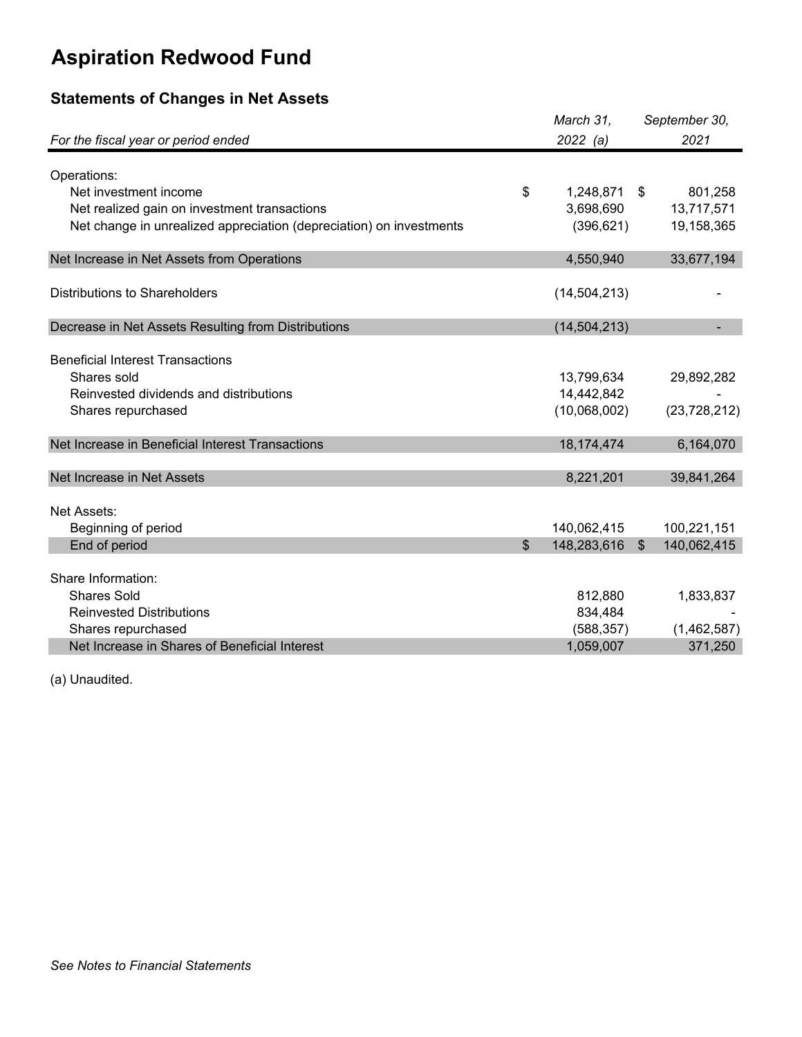# Aspiration Redwood Fund

## Statements of Changes in Net Assets

| *For the fiscal year or period ended* | *March 31, 2022 (a)* | *September 30, 2021* |
|---|---|---|
| Operations: | | |
| Net investment income | $ 1,248,871 | $ 801,258 |
| Net realized gain on investment transactions | 3,698,690 | 13,717,571 |
| Net change in unrealized appreciation (depreciation) on investments | (396,621) | 19,158,365 |
| Net Increase in Net Assets from Operations | 4,550,940 | 33,677,194 |
| Distributions to Shareholders | (14,504,213) | - |
| Decrease in Net Assets Resulting from Distributions | (14,504,213) | - |
| Beneficial Interest Transactions | | |
| Shares sold | 13,799,634 | 29,892,282 |
| Reinvested dividends and distributions | 14,442,842 | - |
| Shares repurchased | (10,068,002) | (23,728,212) |
| Net Increase in Beneficial Interest Transactions | 18,174,474 | 6,164,070 |
| Net Increase in Net Assets | 8,221,201 | 39,841,264 |
| Net Assets: | | |
| Beginning of period | 140,062,415 | 100,221,151 |
| End of period | $ 148,283,616 | $ 140,062,415 |
| Share Information: | | |
| Shares Sold | 812,880 | 1,833,837 |
| Reinvested Distributions | 834,484 | - |
| Shares repurchased | (588,357) | (1,462,587) |
| Net Increase in Shares of Beneficial Interest | 1,059,007 | 371,250 |

(a) Unaudited.

*See Notes to Financial Statements*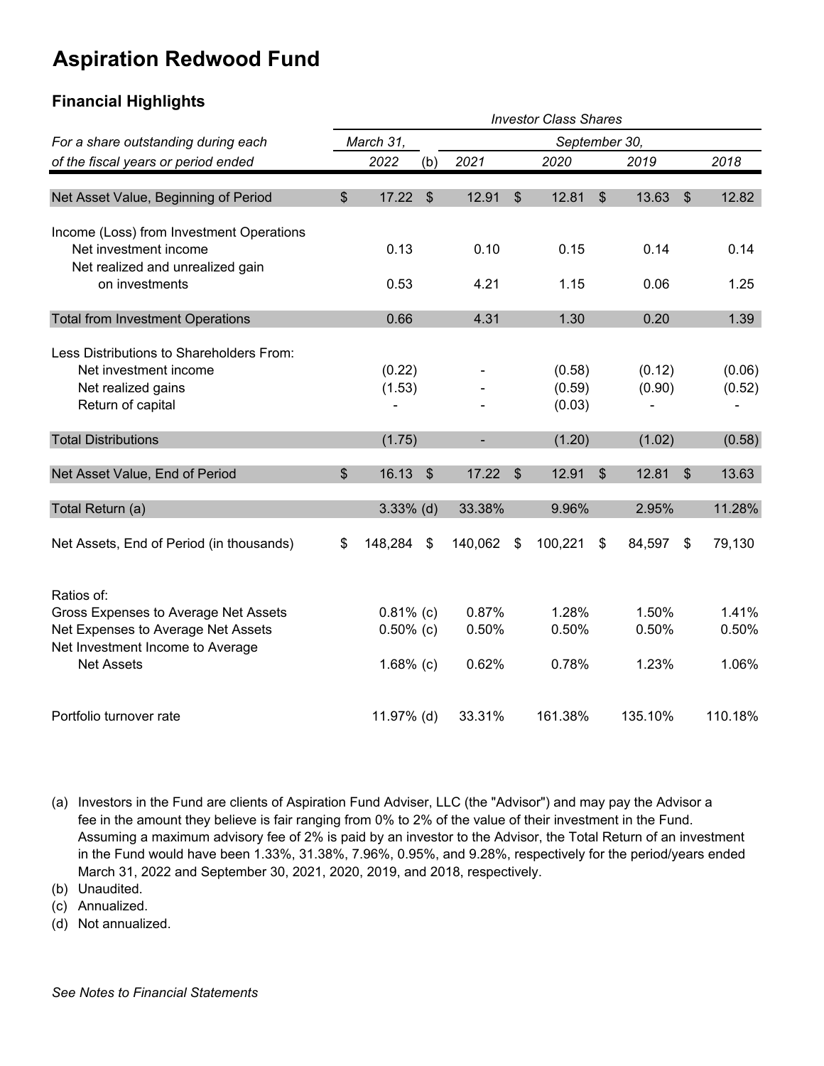# Aspiration Redwood Fund

## Financial Highlights

| | Investor Class Shares | | | | |
|---|---|---|---|---|---|
| *For a share outstanding during each* | *March 31,* | *September 30,* | | | |
| *of the fiscal years or period ended* | *2022* (b) | *2021* | *2020* | *2019* | *2018* |
| Net Asset Value, Beginning of Period | $ 17.22 | $ 12.91 | $ 12.81 | $ 13.63 | $ 12.82 |
| Income (Loss) from Investment Operations | | | | | |
| Net investment income | 0.13 | 0.10 | 0.15 | 0.14 | 0.14 |
| Net realized and unrealized gain on investments | 0.53 | 4.21 | 1.15 | 0.06 | 1.25 |
| Total from Investment Operations | 0.66 | 4.31 | 1.30 | 0.20 | 1.39 |
| Less Distributions to Shareholders From: | | | | | |
| Net investment income | (0.22) | - | (0.58) | (0.12) | (0.06) |
| Net realized gains | (1.53) | - | (0.59) | (0.90) | (0.52) |
| Return of capital | - | - | (0.03) | - | - |
| Total Distributions | (1.75) | - | (1.20) | (1.02) | (0.58) |
| Net Asset Value, End of Period | $ 16.13 | $ 17.22 | $ 12.91 | $ 12.81 | $ 13.63 |
| Total Return (a) | 3.33% (d) | 33.38% | 9.96% | 2.95% | 11.28% |
| Net Assets, End of Period (in thousands) | $ 148,284 | $ 140,062 | $ 100,221 | $ 84,597 | $ 79,130 |
| Ratios of: | | | | | |
| Gross Expenses to Average Net Assets | 0.81% (c) | 0.87% | 1.28% | 1.50% | 1.41% |
| Net Expenses to Average Net Assets | 0.50% (c) | 0.50% | 0.50% | 0.50% | 0.50% |
| Net Investment Income to Average Net Assets | 1.68% (c) | 0.62% | 0.78% | 1.23% | 1.06% |
| Portfolio turnover rate | 11.97% (d) | 33.31% | 161.38% | 135.10% | 110.18% |

(a) Investors in the Fund are clients of Aspiration Fund Adviser, LLC (the "Advisor") and may pay the Advisor a fee in the amount they believe is fair ranging from 0% to 2% of the value of their investment in the Fund. Assuming a maximum advisory fee of 2% is paid by an investor to the Advisor, the Total Return of an investment in the Fund would have been 1.33%, 31.38%, 7.96%, 0.95%, and 9.28%, respectively for the period/years ended March 31, 2022 and September 30, 2021, 2020, 2019, and 2018, respectively.

(b) Unaudited.

(c) Annualized.

(d) Not annualized.

*See Notes to Financial Statements*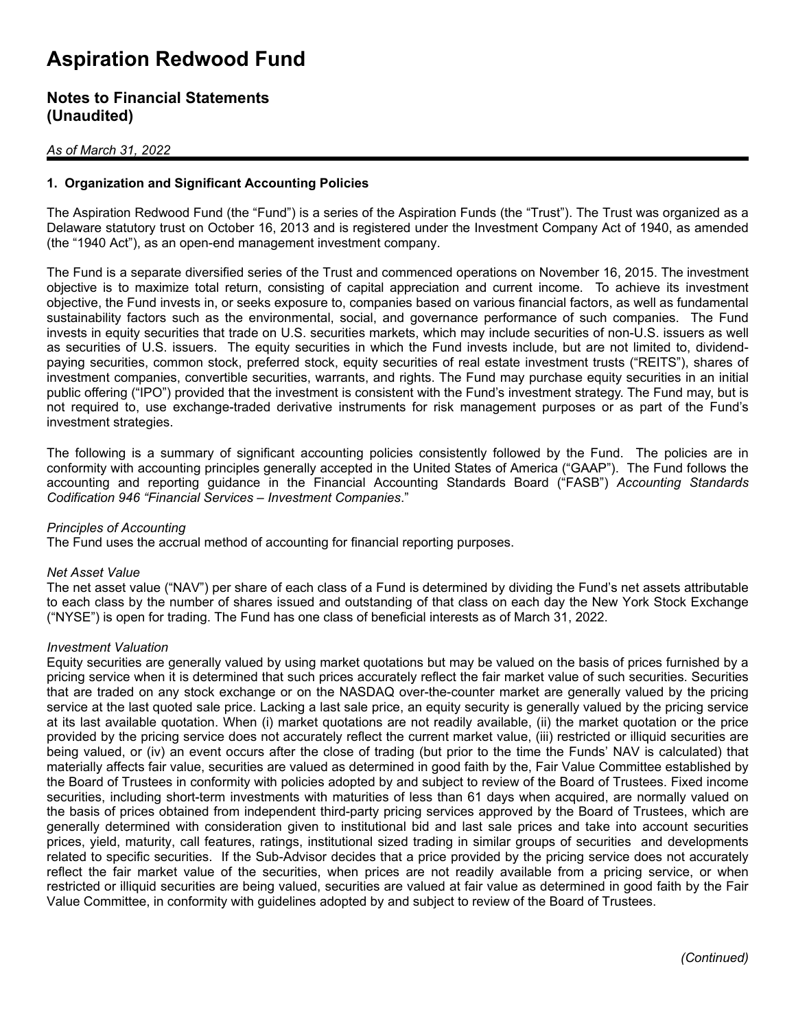# Aspiration Redwood Fund

## Notes to Financial Statements (Unaudited)

*As of March 31, 2022*

### 1. Organization and Significant Accounting Policies

The Aspiration Redwood Fund (the "Fund") is a series of the Aspiration Funds (the "Trust"). The Trust was organized as a Delaware statutory trust on October 16, 2013 and is registered under the Investment Company Act of 1940, as amended (the "1940 Act"), as an open-end management investment company.

The Fund is a separate diversified series of the Trust and commenced operations on November 16, 2015. The investment objective is to maximize total return, consisting of capital appreciation and current income. To achieve its investment objective, the Fund invests in, or seeks exposure to, companies based on various financial factors, as well as fundamental sustainability factors such as the environmental, social, and governance performance of such companies. The Fund invests in equity securities that trade on U.S. securities markets, which may include securities of non-U.S. issuers as well as securities of U.S. issuers. The equity securities in which the Fund invests include, but are not limited to, dividend-paying securities, common stock, preferred stock, equity securities of real estate investment trusts ("REITS"), shares of investment companies, convertible securities, warrants, and rights. The Fund may purchase equity securities in an initial public offering ("IPO") provided that the investment is consistent with the Fund's investment strategy. The Fund may, but is not required to, use exchange-traded derivative instruments for risk management purposes or as part of the Fund's investment strategies.

The following is a summary of significant accounting policies consistently followed by the Fund. The policies are in conformity with accounting principles generally accepted in the United States of America ("GAAP"). The Fund follows the accounting and reporting guidance in the Financial Accounting Standards Board ("FASB") *Accounting Standards Codification 946 "Financial Services – Investment Companies*."

*Principles of Accounting*
The Fund uses the accrual method of accounting for financial reporting purposes.

*Net Asset Value*
The net asset value ("NAV") per share of each class of a Fund is determined by dividing the Fund's net assets attributable to each class by the number of shares issued and outstanding of that class on each day the New York Stock Exchange ("NYSE") is open for trading. The Fund has one class of beneficial interests as of March 31, 2022.

*Investment Valuation*
Equity securities are generally valued by using market quotations but may be valued on the basis of prices furnished by a pricing service when it is determined that such prices accurately reflect the fair market value of such securities. Securities that are traded on any stock exchange or on the NASDAQ over-the-counter market are generally valued by the pricing service at the last quoted sale price. Lacking a last sale price, an equity security is generally valued by the pricing service at its last available quotation. When (i) market quotations are not readily available, (ii) the market quotation or the price provided by the pricing service does not accurately reflect the current market value, (iii) restricted or illiquid securities are being valued, or (iv) an event occurs after the close of trading (but prior to the time the Funds' NAV is calculated) that materially affects fair value, securities are valued as determined in good faith by the, Fair Value Committee established by the Board of Trustees in conformity with policies adopted by and subject to review of the Board of Trustees. Fixed income securities, including short-term investments with maturities of less than 61 days when acquired, are normally valued on the basis of prices obtained from independent third-party pricing services approved by the Board of Trustees, which are generally determined with consideration given to institutional bid and last sale prices and take into account securities prices, yield, maturity, call features, ratings, institutional sized trading in similar groups of securities and developments related to specific securities. If the Sub-Advisor decides that a price provided by the pricing service does not accurately reflect the fair market value of the securities, when prices are not readily available from a pricing service, or when restricted or illiquid securities are being valued, securities are valued at fair value as determined in good faith by the Fair Value Committee, in conformity with guidelines adopted by and subject to review of the Board of Trustees.

*(Continued)*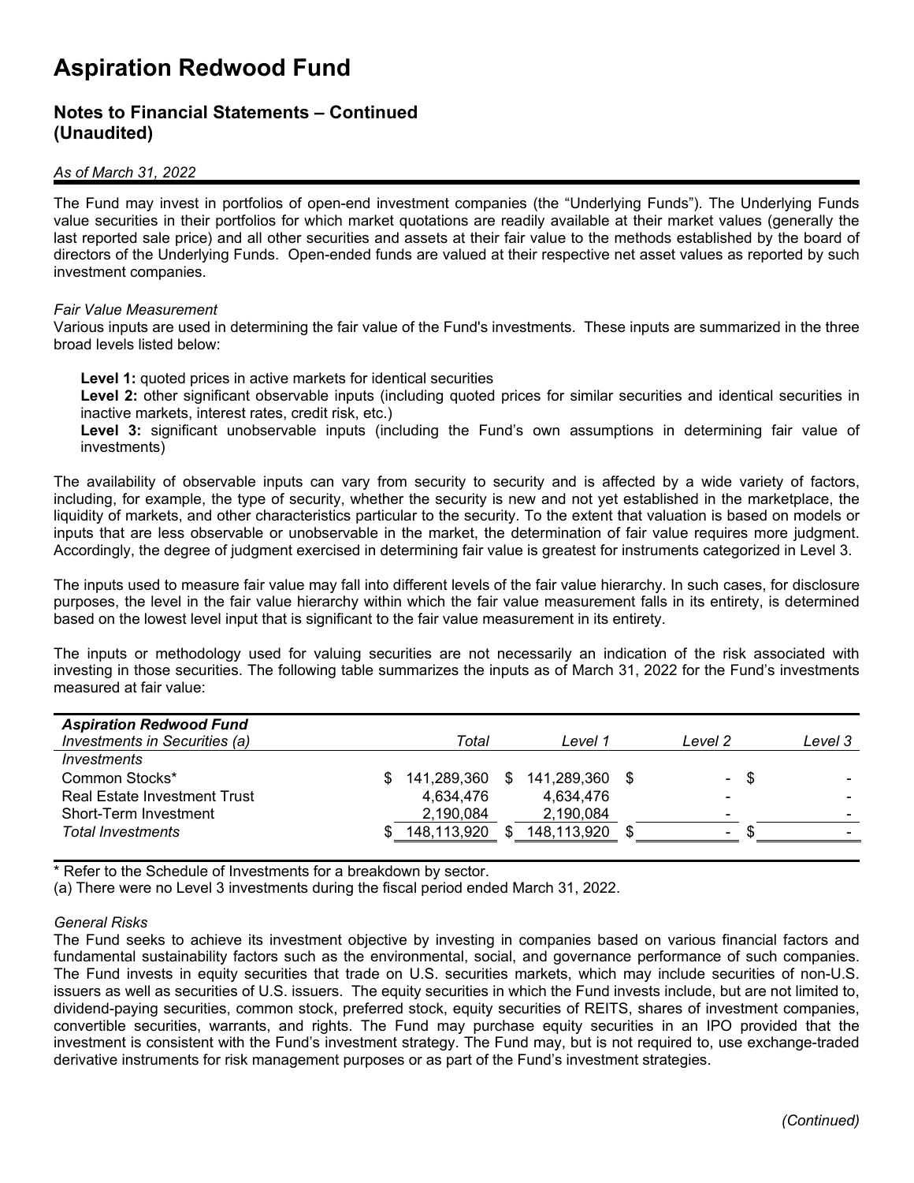# Aspiration Redwood Fund

## Notes to Financial Statements – Continued (Unaudited)

*As of March 31, 2022*

The Fund may invest in portfolios of open-end investment companies (the "Underlying Funds"). The Underlying Funds value securities in their portfolios for which market quotations are readily available at their market values (generally the last reported sale price) and all other securities and assets at their fair value to the methods established by the board of directors of the Underlying Funds. Open-ended funds are valued at their respective net asset values as reported by such investment companies.

*Fair Value Measurement*

Various inputs are used in determining the fair value of the Fund's investments. These inputs are summarized in the three broad levels listed below:

**Level 1:** quoted prices in active markets for identical securities

**Level 2:** other significant observable inputs (including quoted prices for similar securities and identical securities in inactive markets, interest rates, credit risk, etc.)

**Level 3:** significant unobservable inputs (including the Fund's own assumptions in determining fair value of investments)

The availability of observable inputs can vary from security to security and is affected by a wide variety of factors, including, for example, the type of security, whether the security is new and not yet established in the marketplace, the liquidity of markets, and other characteristics particular to the security. To the extent that valuation is based on models or inputs that are less observable or unobservable in the market, the determination of fair value requires more judgment. Accordingly, the degree of judgment exercised in determining fair value is greatest for instruments categorized in Level 3.

The inputs used to measure fair value may fall into different levels of the fair value hierarchy. In such cases, for disclosure purposes, the level in the fair value hierarchy within which the fair value measurement falls in its entirety, is determined based on the lowest level input that is significant to the fair value measurement in its entirety.

The inputs or methodology used for valuing securities are not necessarily an indication of the risk associated with investing in those securities. The following table summarizes the inputs as of March 31, 2022 for the Fund's investments measured at fair value:

| ***Aspiration Redwood Fund*** *Investments in Securities (a)* | *Total* | *Level 1* | *Level 2* | *Level 3* |
|---|---|---|---|---|
| *Investments* | | | | |
| Common Stocks* | $ 141,289,360 | $ 141,289,360 | $ - | $ - |
| Real Estate Investment Trust | 4,634,476 | 4,634,476 | - | - |
| Short-Term Investment | 2,190,084 | 2,190,084 | - | - |
| *Total Investments* | $ 148,113,920 | $ 148,113,920 | $ - | $ - |

\* Refer to the Schedule of Investments for a breakdown by sector.

(a) There were no Level 3 investments during the fiscal period ended March 31, 2022.

*General Risks*

The Fund seeks to achieve its investment objective by investing in companies based on various financial factors and fundamental sustainability factors such as the environmental, social, and governance performance of such companies. The Fund invests in equity securities that trade on U.S. securities markets, which may include securities of non-U.S. issuers as well as securities of U.S. issuers. The equity securities in which the Fund invests include, but are not limited to, dividend-paying securities, common stock, preferred stock, equity securities of REITS, shares of investment companies, convertible securities, warrants, and rights. The Fund may purchase equity securities in an IPO provided that the investment is consistent with the Fund's investment strategy. The Fund may, but is not required to, use exchange-traded derivative instruments for risk management purposes or as part of the Fund's investment strategies.

*(Continued)*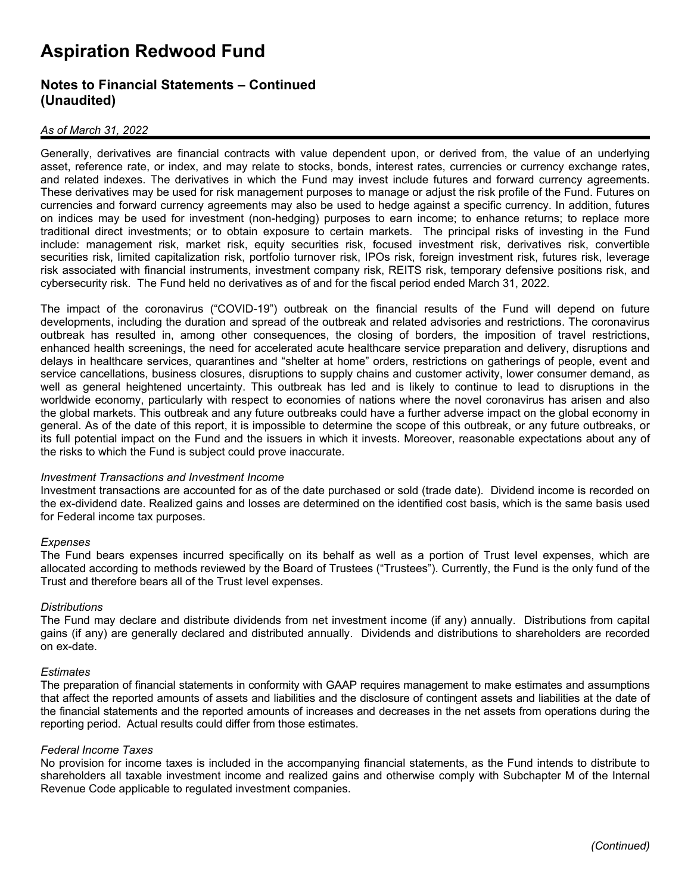# Aspiration Redwood Fund

## Notes to Financial Statements – Continued (Unaudited)

*As of March 31, 2022*

Generally, derivatives are financial contracts with value dependent upon, or derived from, the value of an underlying asset, reference rate, or index, and may relate to stocks, bonds, interest rates, currencies or currency exchange rates, and related indexes. The derivatives in which the Fund may invest include futures and forward currency agreements. These derivatives may be used for risk management purposes to manage or adjust the risk profile of the Fund. Futures on currencies and forward currency agreements may also be used to hedge against a specific currency. In addition, futures on indices may be used for investment (non-hedging) purposes to earn income; to enhance returns; to replace more traditional direct investments; or to obtain exposure to certain markets. The principal risks of investing in the Fund include: management risk, market risk, equity securities risk, focused investment risk, derivatives risk, convertible securities risk, limited capitalization risk, portfolio turnover risk, IPOs risk, foreign investment risk, futures risk, leverage risk associated with financial instruments, investment company risk, REITS risk, temporary defensive positions risk, and cybersecurity risk. The Fund held no derivatives as of and for the fiscal period ended March 31, 2022.

The impact of the coronavirus ("COVID-19") outbreak on the financial results of the Fund will depend on future developments, including the duration and spread of the outbreak and related advisories and restrictions. The coronavirus outbreak has resulted in, among other consequences, the closing of borders, the imposition of travel restrictions, enhanced health screenings, the need for accelerated acute healthcare service preparation and delivery, disruptions and delays in healthcare services, quarantines and "shelter at home" orders, restrictions on gatherings of people, event and service cancellations, business closures, disruptions to supply chains and customer activity, lower consumer demand, as well as general heightened uncertainty. This outbreak has led and is likely to continue to lead to disruptions in the worldwide economy, particularly with respect to economies of nations where the novel coronavirus has arisen and also the global markets. This outbreak and any future outbreaks could have a further adverse impact on the global economy in general. As of the date of this report, it is impossible to determine the scope of this outbreak, or any future outbreaks, or its full potential impact on the Fund and the issuers in which it invests. Moreover, reasonable expectations about any of the risks to which the Fund is subject could prove inaccurate.

*Investment Transactions and Investment Income*
Investment transactions are accounted for as of the date purchased or sold (trade date). Dividend income is recorded on the ex-dividend date. Realized gains and losses are determined on the identified cost basis, which is the same basis used for Federal income tax purposes.

*Expenses*
The Fund bears expenses incurred specifically on its behalf as well as a portion of Trust level expenses, which are allocated according to methods reviewed by the Board of Trustees ("Trustees"). Currently, the Fund is the only fund of the Trust and therefore bears all of the Trust level expenses.

*Distributions*
The Fund may declare and distribute dividends from net investment income (if any) annually. Distributions from capital gains (if any) are generally declared and distributed annually. Dividends and distributions to shareholders are recorded on ex-date.

*Estimates*
The preparation of financial statements in conformity with GAAP requires management to make estimates and assumptions that affect the reported amounts of assets and liabilities and the disclosure of contingent assets and liabilities at the date of the financial statements and the reported amounts of increases and decreases in the net assets from operations during the reporting period. Actual results could differ from those estimates.

*Federal Income Taxes*
No provision for income taxes is included in the accompanying financial statements, as the Fund intends to distribute to shareholders all taxable investment income and realized gains and otherwise comply with Subchapter M of the Internal Revenue Code applicable to regulated investment companies.

*(Continued)*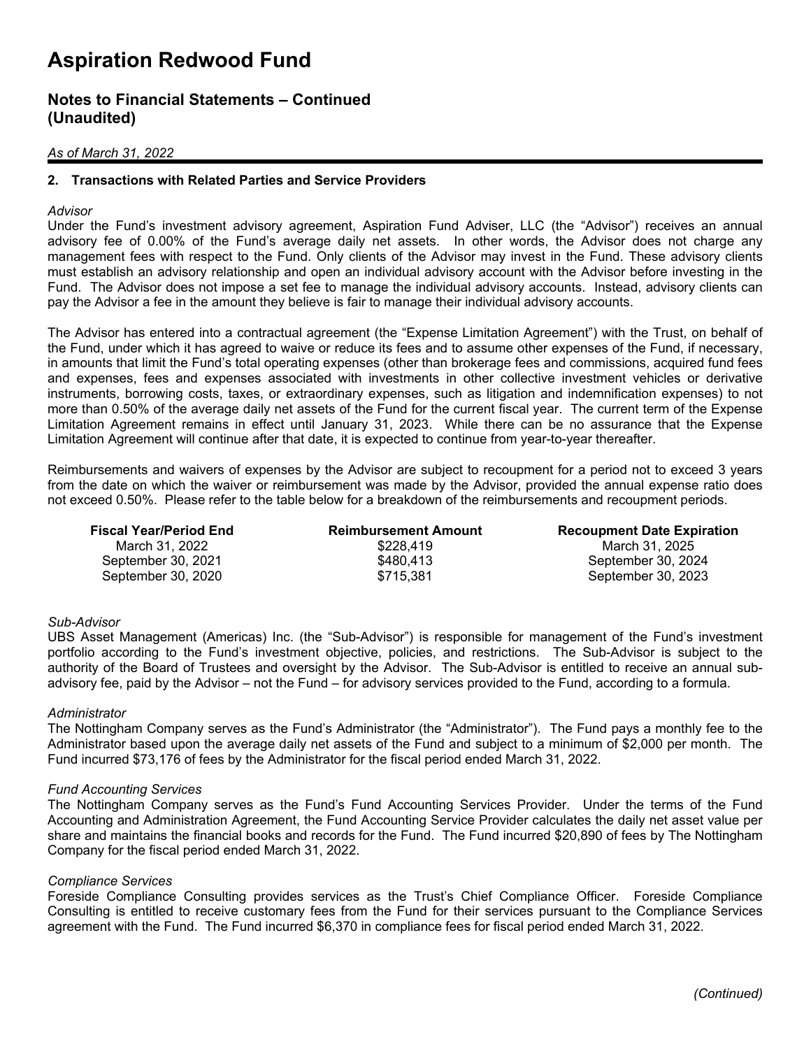# Aspiration Redwood Fund

## Notes to Financial Statements – Continued (Unaudited)

*As of March 31, 2022*

### 2. Transactions with Related Parties and Service Providers

*Advisor*

Under the Fund's investment advisory agreement, Aspiration Fund Adviser, LLC (the "Advisor") receives an annual advisory fee of 0.00% of the Fund's average daily net assets. In other words, the Advisor does not charge any management fees with respect to the Fund. Only clients of the Advisor may invest in the Fund. These advisory clients must establish an advisory relationship and open an individual advisory account with the Advisor before investing in the Fund. The Advisor does not impose a set fee to manage the individual advisory accounts. Instead, advisory clients can pay the Advisor a fee in the amount they believe is fair to manage their individual advisory accounts.

The Advisor has entered into a contractual agreement (the "Expense Limitation Agreement") with the Trust, on behalf of the Fund, under which it has agreed to waive or reduce its fees and to assume other expenses of the Fund, if necessary, in amounts that limit the Fund's total operating expenses (other than brokerage fees and commissions, acquired fund fees and expenses, fees and expenses associated with investments in other collective investment vehicles or derivative instruments, borrowing costs, taxes, or extraordinary expenses, such as litigation and indemnification expenses) to not more than 0.50% of the average daily net assets of the Fund for the current fiscal year. The current term of the Expense Limitation Agreement remains in effect until January 31, 2023. While there can be no assurance that the Expense Limitation Agreement will continue after that date, it is expected to continue from year-to-year thereafter.

Reimbursements and waivers of expenses by the Advisor are subject to recoupment for a period not to exceed 3 years from the date on which the waiver or reimbursement was made by the Advisor, provided the annual expense ratio does not exceed 0.50%. Please refer to the table below for a breakdown of the reimbursements and recoupment periods.

| Fiscal Year/Period End | Reimbursement Amount | Recoupment Date Expiration |
|---|---|---|
| March 31, 2022 | $228,419 | March 31, 2025 |
| September 30, 2021 | $480,413 | September 30, 2024 |
| September 30, 2020 | $715,381 | September 30, 2023 |

*Sub-Advisor*

UBS Asset Management (Americas) Inc. (the "Sub-Advisor") is responsible for management of the Fund's investment portfolio according to the Fund's investment objective, policies, and restrictions. The Sub-Advisor is subject to the authority of the Board of Trustees and oversight by the Advisor. The Sub-Advisor is entitled to receive an annual sub-advisory fee, paid by the Advisor – not the Fund – for advisory services provided to the Fund, according to a formula.

*Administrator*

The Nottingham Company serves as the Fund's Administrator (the "Administrator"). The Fund pays a monthly fee to the Administrator based upon the average daily net assets of the Fund and subject to a minimum of $2,000 per month. The Fund incurred $73,176 of fees by the Administrator for the fiscal period ended March 31, 2022.

*Fund Accounting Services*

The Nottingham Company serves as the Fund's Fund Accounting Services Provider. Under the terms of the Fund Accounting and Administration Agreement, the Fund Accounting Service Provider calculates the daily net asset value per share and maintains the financial books and records for the Fund. The Fund incurred $20,890 of fees by The Nottingham Company for the fiscal period ended March 31, 2022.

*Compliance Services*

Foreside Compliance Consulting provides services as the Trust's Chief Compliance Officer. Foreside Compliance Consulting is entitled to receive customary fees from the Fund for their services pursuant to the Compliance Services agreement with the Fund. The Fund incurred $6,370 in compliance fees for fiscal period ended March 31, 2022.

*(Continued)*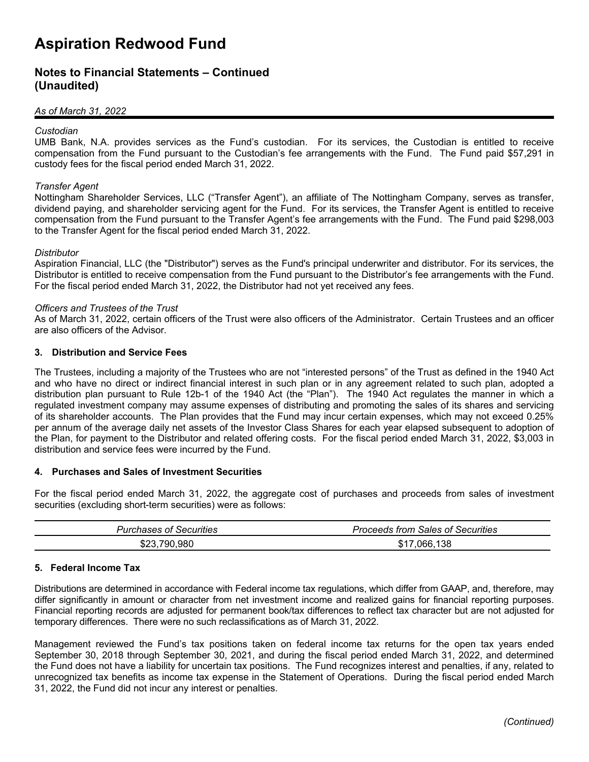# Aspiration Redwood Fund

## Notes to Financial Statements – Continued (Unaudited)

*As of March 31, 2022*

*Custodian*
UMB Bank, N.A. provides services as the Fund's custodian. For its services, the Custodian is entitled to receive compensation from the Fund pursuant to the Custodian's fee arrangements with the Fund. The Fund paid $57,291 in custody fees for the fiscal period ended March 31, 2022.

*Transfer Agent*
Nottingham Shareholder Services, LLC ("Transfer Agent"), an affiliate of The Nottingham Company, serves as transfer, dividend paying, and shareholder servicing agent for the Fund. For its services, the Transfer Agent is entitled to receive compensation from the Fund pursuant to the Transfer Agent's fee arrangements with the Fund. The Fund paid $298,003 to the Transfer Agent for the fiscal period ended March 31, 2022.

*Distributor*
Aspiration Financial, LLC (the "Distributor") serves as the Fund's principal underwriter and distributor. For its services, the Distributor is entitled to receive compensation from the Fund pursuant to the Distributor's fee arrangements with the Fund. For the fiscal period ended March 31, 2022, the Distributor had not yet received any fees.

*Officers and Trustees of the Trust*
As of March 31, 2022, certain officers of the Trust were also officers of the Administrator. Certain Trustees and an officer are also officers of the Advisor.

### 3. Distribution and Service Fees

The Trustees, including a majority of the Trustees who are not "interested persons" of the Trust as defined in the 1940 Act and who have no direct or indirect financial interest in such plan or in any agreement related to such plan, adopted a distribution plan pursuant to Rule 12b-1 of the 1940 Act (the "Plan"). The 1940 Act regulates the manner in which a regulated investment company may assume expenses of distributing and promoting the sales of its shares and servicing of its shareholder accounts. The Plan provides that the Fund may incur certain expenses, which may not exceed 0.25% per annum of the average daily net assets of the Investor Class Shares for each year elapsed subsequent to adoption of the Plan, for payment to the Distributor and related offering costs. For the fiscal period ended March 31, 2022, $3,003 in distribution and service fees were incurred by the Fund.

### 4. Purchases and Sales of Investment Securities

For the fiscal period ended March 31, 2022, the aggregate cost of purchases and proceeds from sales of investment securities (excluding short-term securities) were as follows:

| *Purchases of Securities* | *Proceeds from Sales of Securities* |
|---|---|
| $23,790,980 | $17,066,138 |

### 5. Federal Income Tax

Distributions are determined in accordance with Federal income tax regulations, which differ from GAAP, and, therefore, may differ significantly in amount or character from net investment income and realized gains for financial reporting purposes. Financial reporting records are adjusted for permanent book/tax differences to reflect tax character but are not adjusted for temporary differences. There were no such reclassifications as of March 31, 2022.

Management reviewed the Fund's tax positions taken on federal income tax returns for the open tax years ended September 30, 2018 through September 30, 2021, and during the fiscal period ended March 31, 2022, and determined the Fund does not have a liability for uncertain tax positions. The Fund recognizes interest and penalties, if any, related to unrecognized tax benefits as income tax expense in the Statement of Operations. During the fiscal period ended March 31, 2022, the Fund did not incur any interest or penalties.

*(Continued)*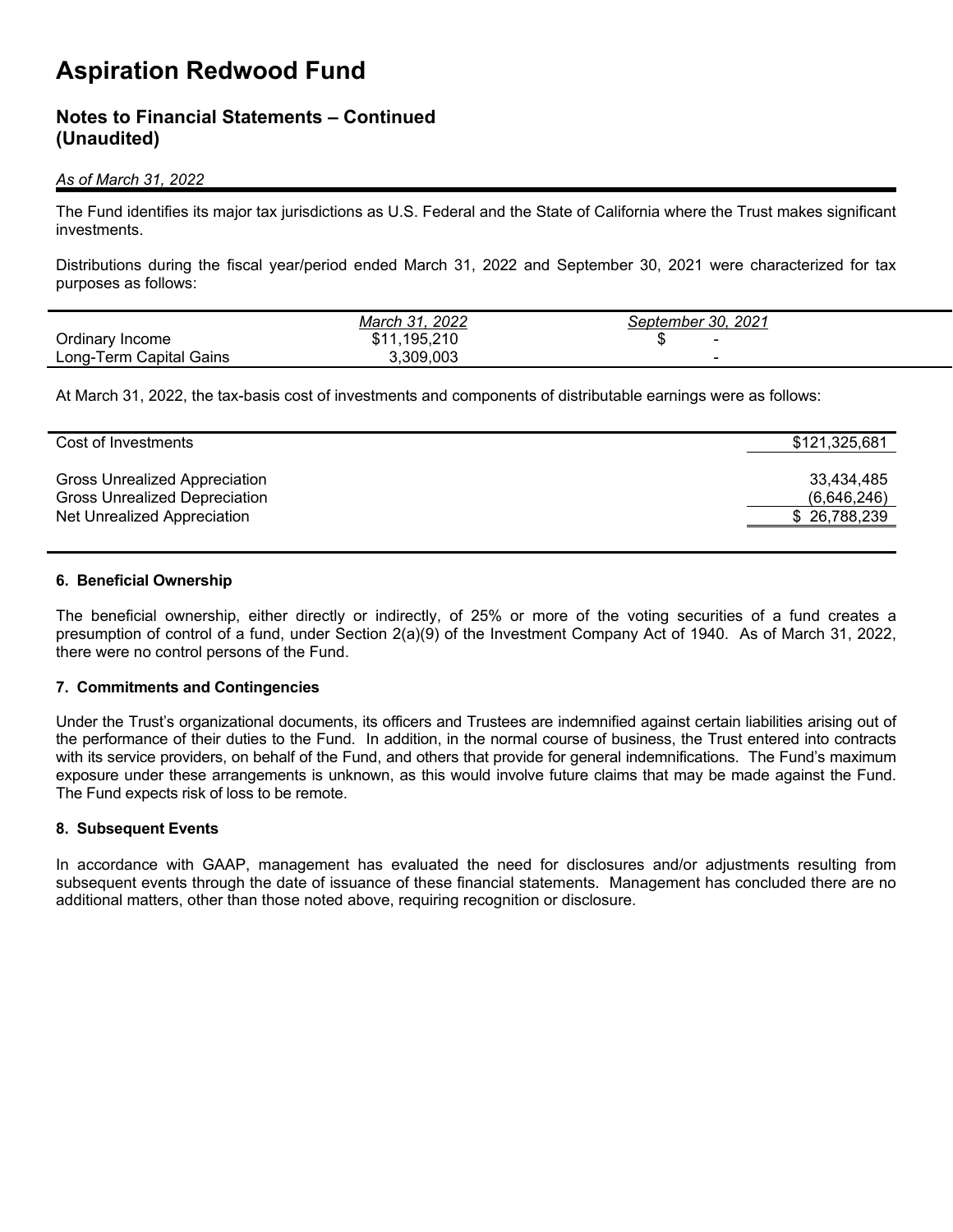# Aspiration Redwood Fund

## Notes to Financial Statements – Continued (Unaudited)

*As of March 31, 2022*

The Fund identifies its major tax jurisdictions as U.S. Federal and the State of California where the Trust makes significant investments.

Distributions during the fiscal year/period ended March 31, 2022 and September 30, 2021 were characterized for tax purposes as follows:

| | *March 31, 2022* | *September 30, 2021* |
|---|---|---|
| Ordinary Income | $11,195,210 | $ - |
| Long-Term Capital Gains | 3,309,003 | - |

At March 31, 2022, the tax-basis cost of investments and components of distributable earnings were as follows:

| | |
|---|---|
| Cost of Investments | $121,325,681 |
| Gross Unrealized Appreciation | 33,434,485 |
| Gross Unrealized Depreciation | (6,646,246) |
| Net Unrealized Appreciation | $ 26,788,239 |

**6. Beneficial Ownership**

The beneficial ownership, either directly or indirectly, of 25% or more of the voting securities of a fund creates a presumption of control of a fund, under Section 2(a)(9) of the Investment Company Act of 1940. As of March 31, 2022, there were no control persons of the Fund.

**7. Commitments and Contingencies**

Under the Trust's organizational documents, its officers and Trustees are indemnified against certain liabilities arising out of the performance of their duties to the Fund. In addition, in the normal course of business, the Trust entered into contracts with its service providers, on behalf of the Fund, and others that provide for general indemnifications. The Fund's maximum exposure under these arrangements is unknown, as this would involve future claims that may be made against the Fund. The Fund expects risk of loss to be remote.

**8. Subsequent Events**

In accordance with GAAP, management has evaluated the need for disclosures and/or adjustments resulting from subsequent events through the date of issuance of these financial statements. Management has concluded there are no additional matters, other than those noted above, requiring recognition or disclosure.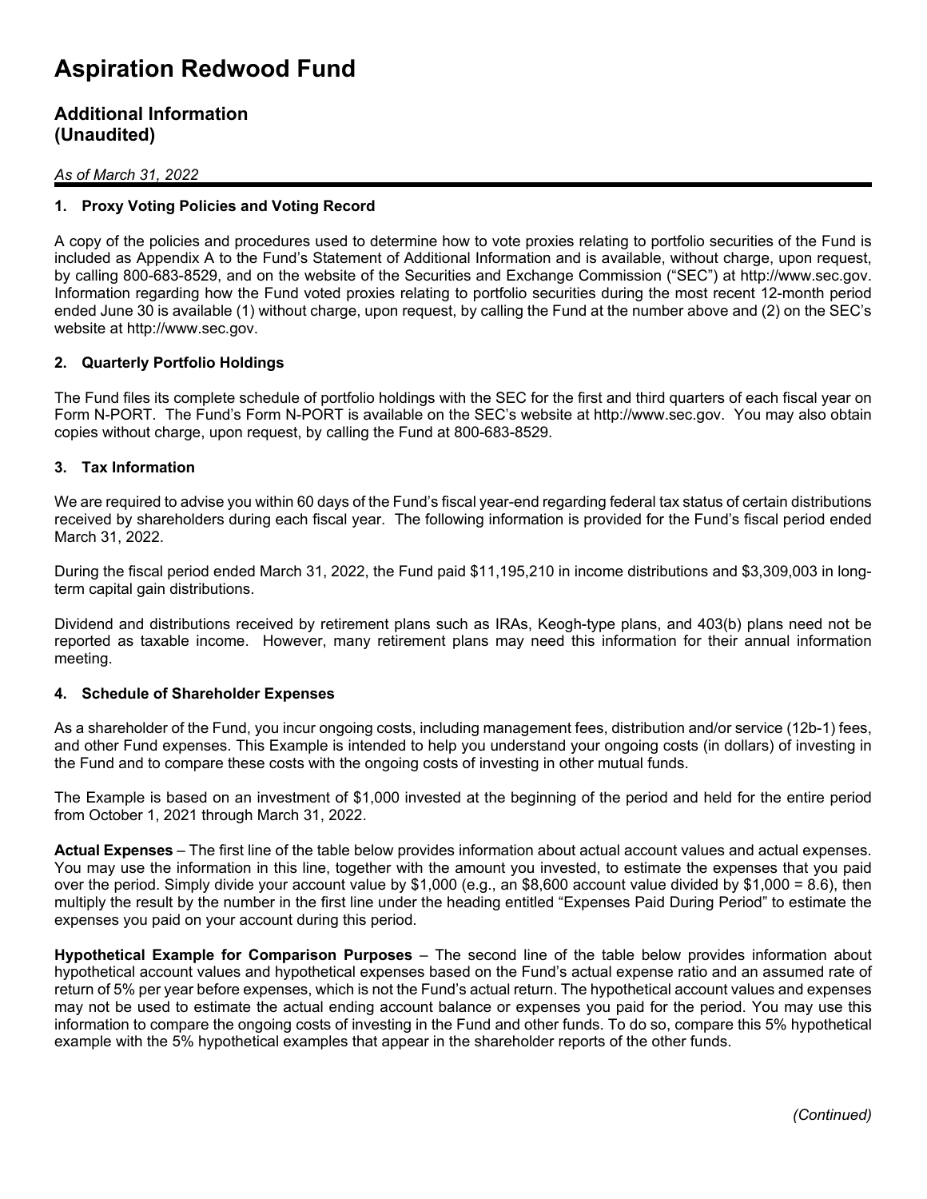# Aspiration Redwood Fund

## Additional Information (Unaudited)

*As of March 31, 2022*

### 1. Proxy Voting Policies and Voting Record

A copy of the policies and procedures used to determine how to vote proxies relating to portfolio securities of the Fund is included as Appendix A to the Fund's Statement of Additional Information and is available, without charge, upon request, by calling 800-683-8529, and on the website of the Securities and Exchange Commission ("SEC") at http://www.sec.gov. Information regarding how the Fund voted proxies relating to portfolio securities during the most recent 12-month period ended June 30 is available (1) without charge, upon request, by calling the Fund at the number above and (2) on the SEC's website at http://www.sec.gov.

### 2. Quarterly Portfolio Holdings

The Fund files its complete schedule of portfolio holdings with the SEC for the first and third quarters of each fiscal year on Form N-PORT. The Fund's Form N-PORT is available on the SEC's website at http://www.sec.gov. You may also obtain copies without charge, upon request, by calling the Fund at 800-683-8529.

### 3. Tax Information

We are required to advise you within 60 days of the Fund's fiscal year-end regarding federal tax status of certain distributions received by shareholders during each fiscal year. The following information is provided for the Fund's fiscal period ended March 31, 2022.

During the fiscal period ended March 31, 2022, the Fund paid $11,195,210 in income distributions and $3,309,003 in long-term capital gain distributions.

Dividend and distributions received by retirement plans such as IRAs, Keogh-type plans, and 403(b) plans need not be reported as taxable income. However, many retirement plans may need this information for their annual information meeting.

### 4. Schedule of Shareholder Expenses

As a shareholder of the Fund, you incur ongoing costs, including management fees, distribution and/or service (12b-1) fees, and other Fund expenses. This Example is intended to help you understand your ongoing costs (in dollars) of investing in the Fund and to compare these costs with the ongoing costs of investing in other mutual funds.

The Example is based on an investment of $1,000 invested at the beginning of the period and held for the entire period from October 1, 2021 through March 31, 2022.

**Actual Expenses** – The first line of the table below provides information about actual account values and actual expenses. You may use the information in this line, together with the amount you invested, to estimate the expenses that you paid over the period. Simply divide your account value by $1,000 (e.g., an $8,600 account value divided by $1,000 = 8.6), then multiply the result by the number in the first line under the heading entitled "Expenses Paid During Period" to estimate the expenses you paid on your account during this period.

**Hypothetical Example for Comparison Purposes** – The second line of the table below provides information about hypothetical account values and hypothetical expenses based on the Fund's actual expense ratio and an assumed rate of return of 5% per year before expenses, which is not the Fund's actual return. The hypothetical account values and expenses may not be used to estimate the actual ending account balance or expenses you paid for the period. You may use this information to compare the ongoing costs of investing in the Fund and other funds. To do so, compare this 5% hypothetical example with the 5% hypothetical examples that appear in the shareholder reports of the other funds.

*(Continued)*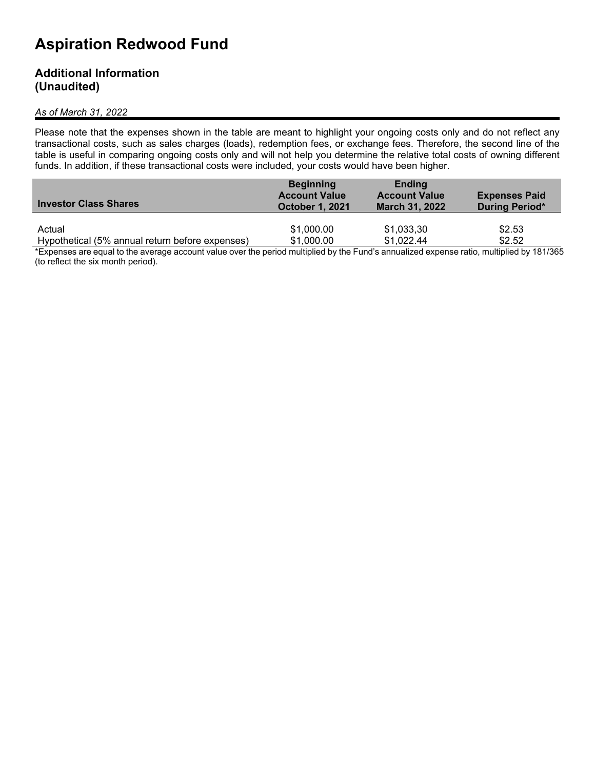# Aspiration Redwood Fund

## Additional Information (Unaudited)

*As of March 31, 2022*

Please note that the expenses shown in the table are meant to highlight your ongoing costs only and do not reflect any transactional costs, such as sales charges (loads), redemption fees, or exchange fees. Therefore, the second line of the table is useful in comparing ongoing costs only and will not help you determine the relative total costs of owning different funds. In addition, if these transactional costs were included, your costs would have been higher.

| Investor Class Shares | Beginning Account Value October 1, 2021 | Ending Account Value March 31, 2022 | Expenses Paid During Period* |
|---|---|---|---|
| Actual | $1,000.00 | $1,033,30 | $2.53 |
| Hypothetical (5% annual return before expenses) | $1,000.00 | $1,022.44 | $2.52 |

*Expenses are equal to the average account value over the period multiplied by the Fund's annualized expense ratio, multiplied by 181/365 (to reflect the six month period).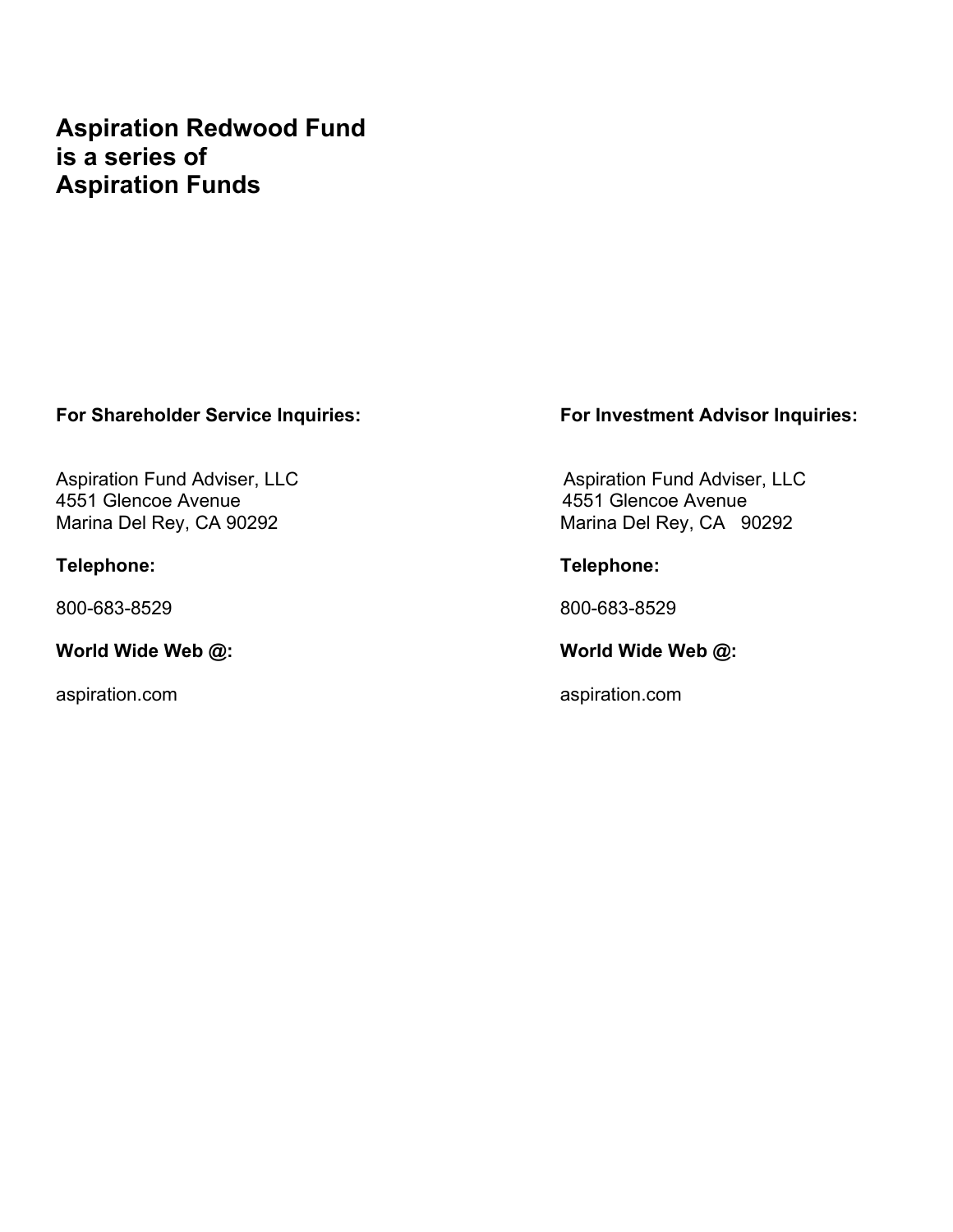# Aspiration Redwood Fund is a series of Aspiration Funds

**For Shareholder Service Inquiries:**

Aspiration Fund Adviser, LLC
4551 Glencoe Avenue
Marina Del Rey, CA 90292

**Telephone:**

800-683-8529

**World Wide Web @:**

aspiration.com

**For Investment Advisor Inquiries:**

Aspiration Fund Adviser, LLC
4551 Glencoe Avenue
Marina Del Rey, CA 90292

**Telephone:**

800-683-8529

**World Wide Web @:**

aspiration.com